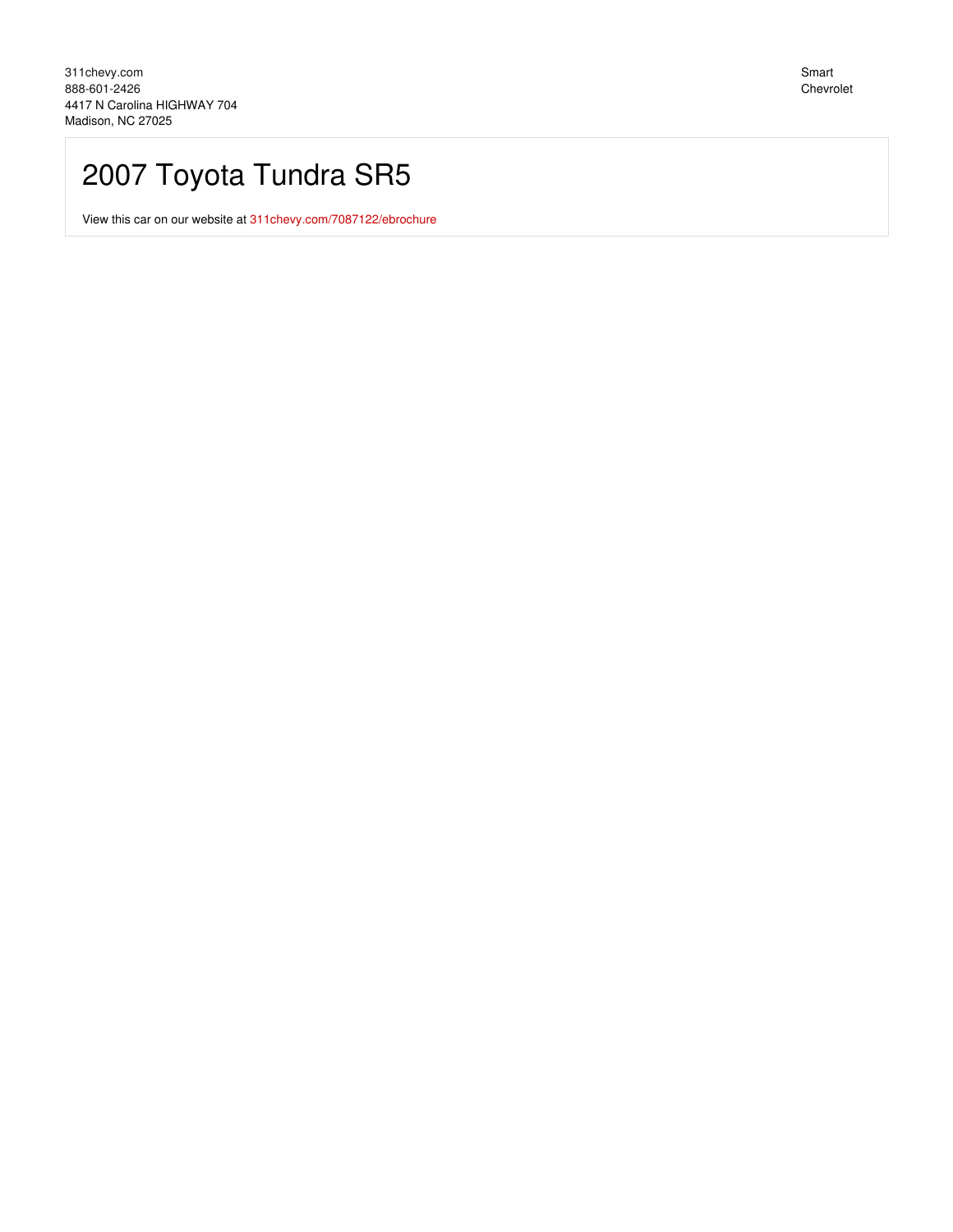311chevy.com
888-601-2426
4417 N Carolina HIGHWAY 704
Madison, NC 27025

Smart Chevrolet

# 2007 Toyota Tundra SR5

View this car on our website at 311chevy.com/7087122/ebrochure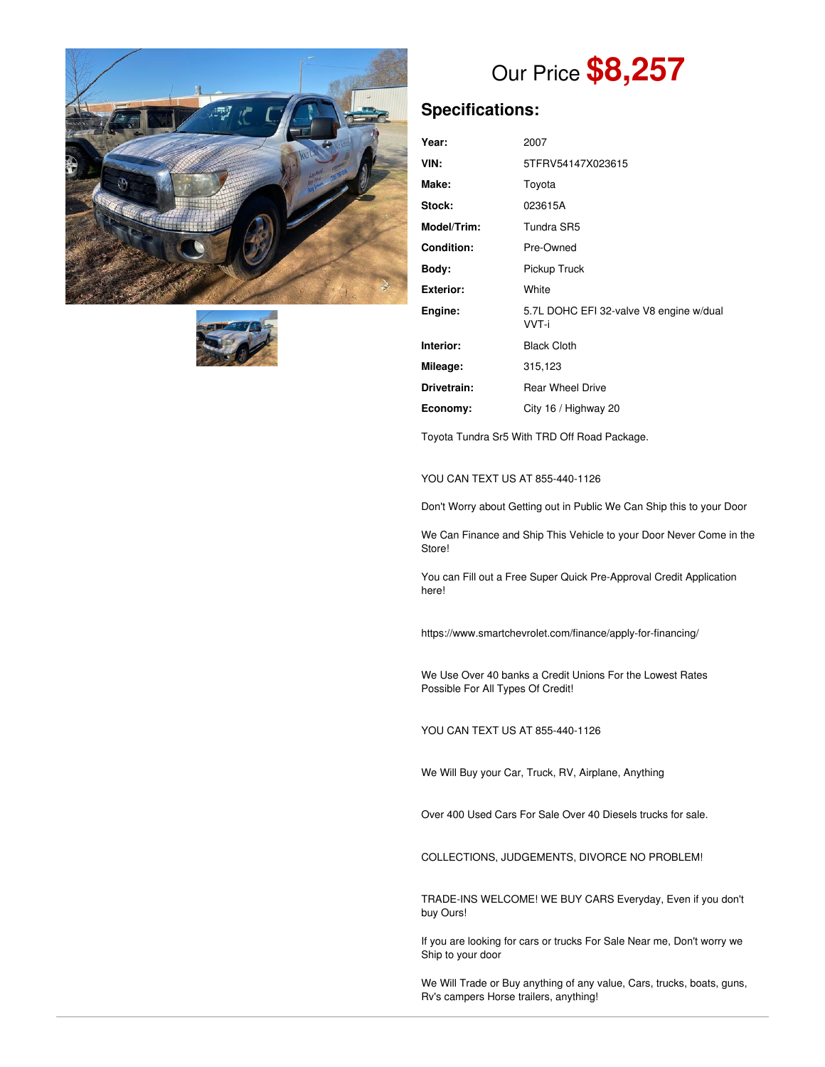# Our Price **$8,257**

## Specifications:

| | |
|---|---|
| **Year:** | 2007 |
| **VIN:** | 5TFRV54147X023615 |
| **Make:** | Toyota |
| **Stock:** | 023615A |
| **Model/Trim:** | Tundra SR5 |
| **Condition:** | Pre-Owned |
| **Body:** | Pickup Truck |
| **Exterior:** | White |
| **Engine:** | 5.7L DOHC EFI 32-valve V8 engine w/dual VVT-i |
| **Interior:** | Black Cloth |
| **Mileage:** | 315,123 |
| **Drivetrain:** | Rear Wheel Drive |
| **Economy:** | City 16 / Highway 20 |

Toyota Tundra Sr5 With TRD Off Road Package.

YOU CAN TEXT US AT 855-440-1126

Don't Worry about Getting out in Public We Can Ship this to your Door

We Can Finance and Ship This Vehicle to your Door Never Come in the Store!

You can Fill out a Free Super Quick Pre-Approval Credit Application here!

https://www.smartchevrolet.com/finance/apply-for-financing/

We Use Over 40 banks a Credit Unions For the Lowest Rates Possible For All Types Of Credit!

YOU CAN TEXT US AT 855-440-1126

We Will Buy your Car, Truck, RV, Airplane, Anything

Over 400 Used Cars For Sale Over 40 Diesels trucks for sale.

COLLECTIONS, JUDGEMENTS, DIVORCE NO PROBLEM!

TRADE-INS WELCOME! WE BUY CARS Everyday, Even if you don't buy Ours!

If you are looking for cars or trucks For Sale Near me, Don't worry we Ship to your door

We Will Trade or Buy anything of any value, Cars, trucks, boats, guns, Rv's campers Horse trailers, anything!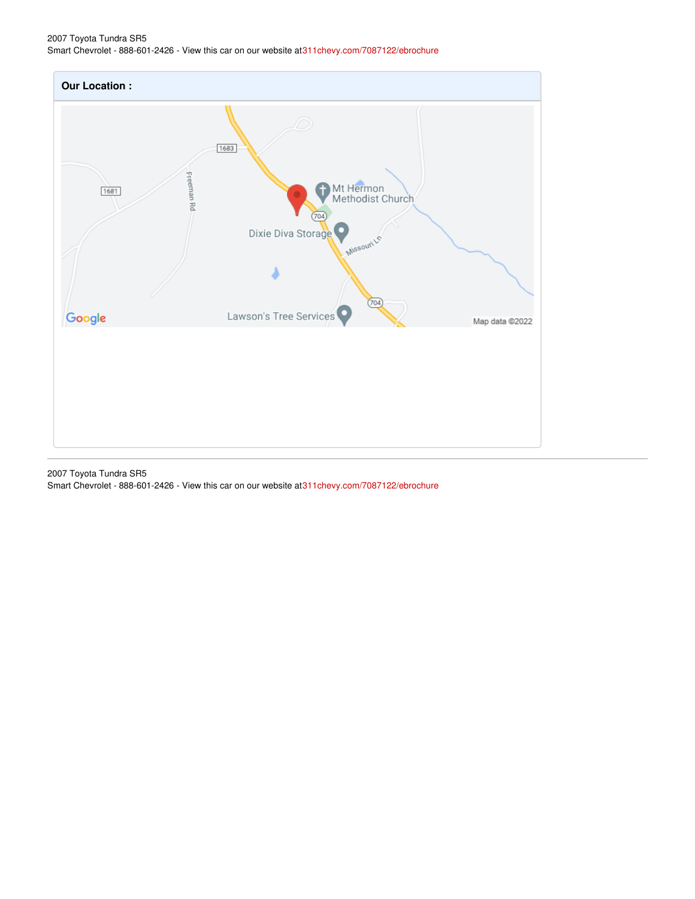## Our Location :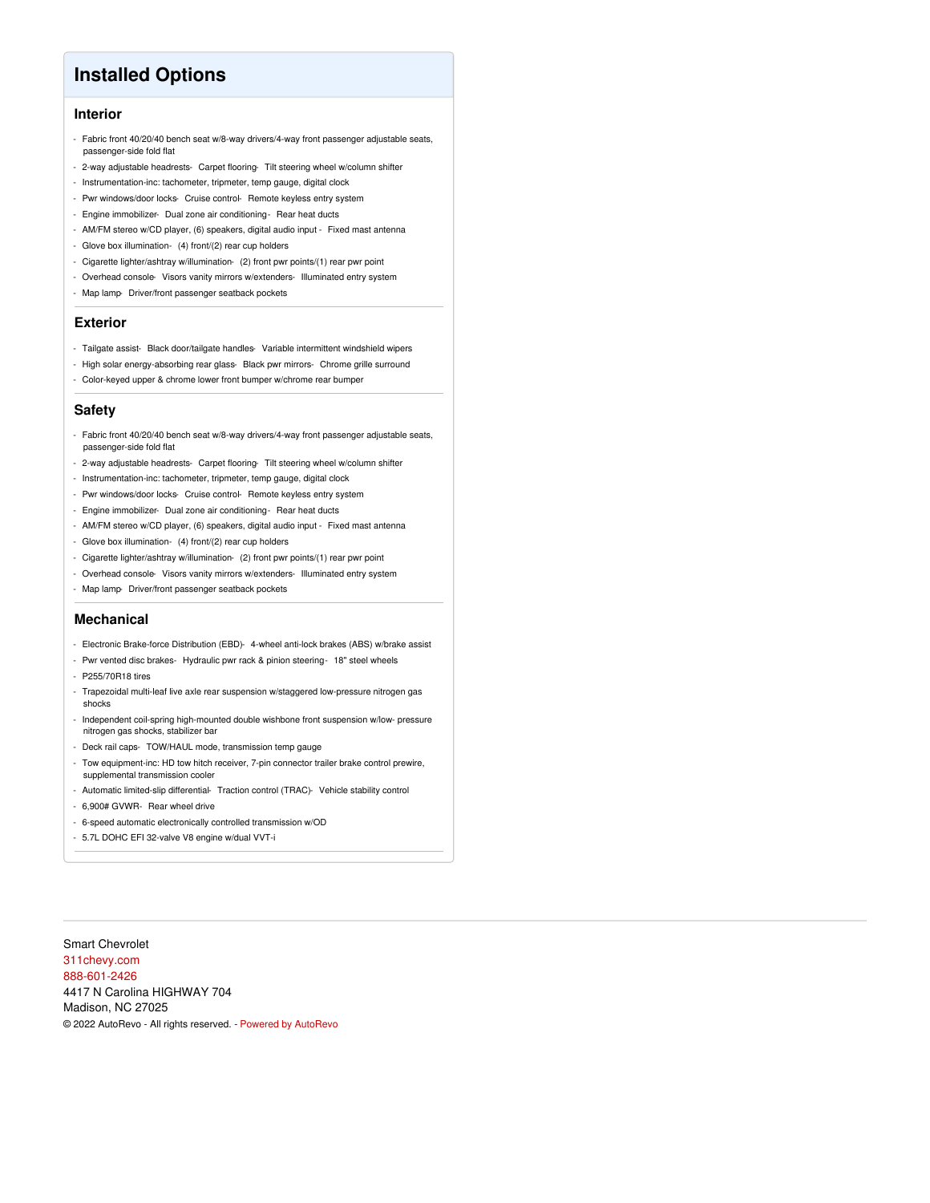## Installed Options

### Interior

- Fabric front 40/20/40 bench seat w/8-way drivers/4-way front passenger adjustable seats, passenger-side fold flat
- 2-way adjustable headrests- Carpet flooring- Tilt steering wheel w/column shifter
- Instrumentation-inc: tachometer, tripmeter, temp gauge, digital clock
- Pwr windows/door locks- Cruise control- Remote keyless entry system
- Engine immobilizer- Dual zone air conditioning - Rear heat ducts
- AM/FM stereo w/CD player, (6) speakers, digital audio input - Fixed mast antenna
- Glove box illumination- (4) front/(2) rear cup holders
- Cigarette lighter/ashtray w/illumination- (2) front pwr points/(1) rear pwr point
- Overhead console- Visors vanity mirrors w/extenders- Illuminated entry system
- Map lamp- Driver/front passenger seatback pockets

### Exterior

- Tailgate assist- Black door/tailgate handles- Variable intermittent windshield wipers
- High solar energy-absorbing rear glass- Black pwr mirrors- Chrome grille surround
- Color-keyed upper & chrome lower front bumper w/chrome rear bumper

### Safety

- Fabric front 40/20/40 bench seat w/8-way drivers/4-way front passenger adjustable seats, passenger-side fold flat
- 2-way adjustable headrests- Carpet flooring- Tilt steering wheel w/column shifter
- Instrumentation-inc: tachometer, tripmeter, temp gauge, digital clock
- Pwr windows/door locks- Cruise control- Remote keyless entry system
- Engine immobilizer- Dual zone air conditioning - Rear heat ducts
- AM/FM stereo w/CD player, (6) speakers, digital audio input - Fixed mast antenna
- Glove box illumination- (4) front/(2) rear cup holders
- Cigarette lighter/ashtray w/illumination- (2) front pwr points/(1) rear pwr point
- Overhead console- Visors vanity mirrors w/extenders- Illuminated entry system
- Map lamp- Driver/front passenger seatback pockets

### Mechanical

- Electronic Brake-force Distribution (EBD)- 4-wheel anti-lock brakes (ABS) w/brake assist
- Pwr vented disc brakes- Hydraulic pwr rack & pinion steering- 18" steel wheels
- P255/70R18 tires
- Trapezoidal multi-leaf live axle rear suspension w/staggered low-pressure nitrogen gas shocks
- Independent coil-spring high-mounted double wishbone front suspension w/low- pressure nitrogen gas shocks, stabilizer bar
- Deck rail caps- TOW/HAUL mode, transmission temp gauge
- Tow equipment-inc: HD tow hitch receiver, 7-pin connector trailer brake control prewire, supplemental transmission cooler
- Automatic limited-slip differential- Traction control (TRAC)- Vehicle stability control
- 6,900# GVWR- Rear wheel drive
- 6-speed automatic electronically controlled transmission w/OD
- 5.7L DOHC EFI 32-valve V8 engine w/dual VVT-i

---

Smart Chevrolet
311chevy.com
888-601-2426
4417 N Carolina HIGHWAY 704
Madison, NC 27025
© 2022 AutoRevo - All rights reserved. - Powered by AutoRevo